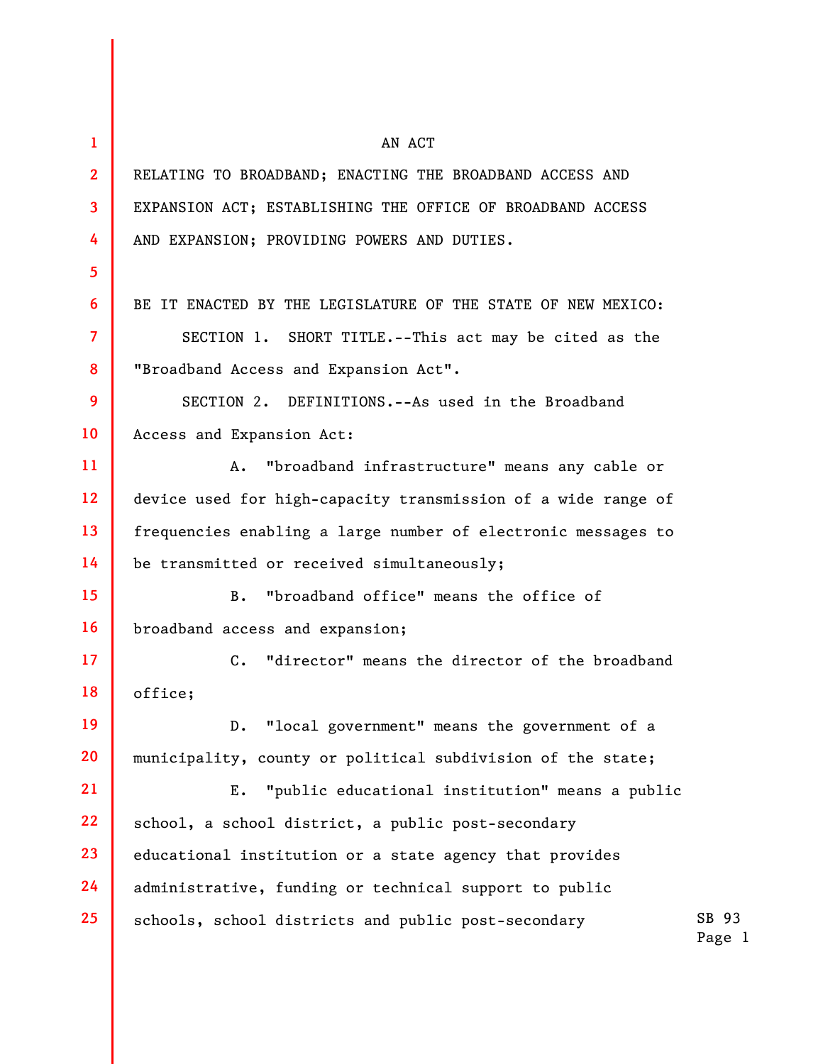AN ACT

RELATING TO BROADBAND; ENACTING THE BROADBAND ACCESS AND EXPANSION ACT; ESTABLISHING THE OFFICE OF BROADBAND ACCESS AND EXPANSION; PROVIDING POWERS AND DUTIES.

BE IT ENACTED BY THE LEGISLATURE OF THE STATE OF NEW MEXICO:

SECTION 1. SHORT TITLE.--This act may be cited as the "Broadband Access and Expansion Act".

SECTION 2. DEFINITIONS.--As used in the Broadband Access and Expansion Act:

A. "broadband infrastructure" means any cable or device used for high-capacity transmission of a wide range of frequencies enabling a large number of electronic messages to be transmitted or received simultaneously;

B. "broadband office" means the office of broadband access and expansion;

C. "director" means the director of the broadband office;

D. "local government" means the government of a municipality, county or political subdivision of the state;

E. "public educational institution" means a public school, a school district, a public post-secondary educational institution or a state agency that provides administrative, funding or technical support to public schools, school districts and public post-secondary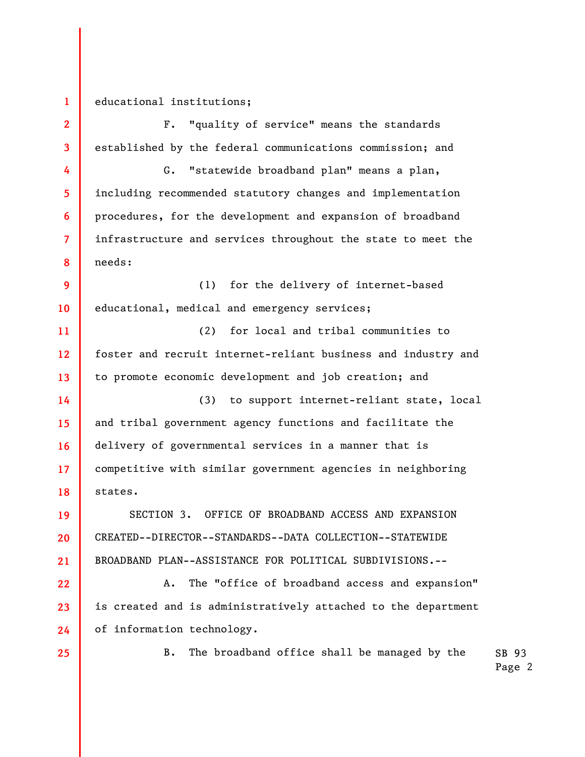educational institutions;

F. "quality of service" means the standards established by the federal communications commission; and

G. "statewide broadband plan" means a plan, including recommended statutory changes and implementation procedures, for the development and expansion of broadband infrastructure and services throughout the state to meet the needs:

(1) for the delivery of internet-based educational, medical and emergency services;

(2) for local and tribal communities to foster and recruit internet-reliant business and industry and to promote economic development and job creation; and

(3) to support internet-reliant state, local and tribal government agency functions and facilitate the delivery of governmental services in a manner that is competitive with similar government agencies in neighboring states.

SECTION 3. OFFICE OF BROADBAND ACCESS AND EXPANSION CREATED--DIRECTOR--STANDARDS--DATA COLLECTION--STATEWIDE BROADBAND PLAN--ASSISTANCE FOR POLITICAL SUBDIVISIONS.--

A. The "office of broadband access and expansion" is created and is administratively attached to the department of information technology.

B. The broadband office shall be managed by the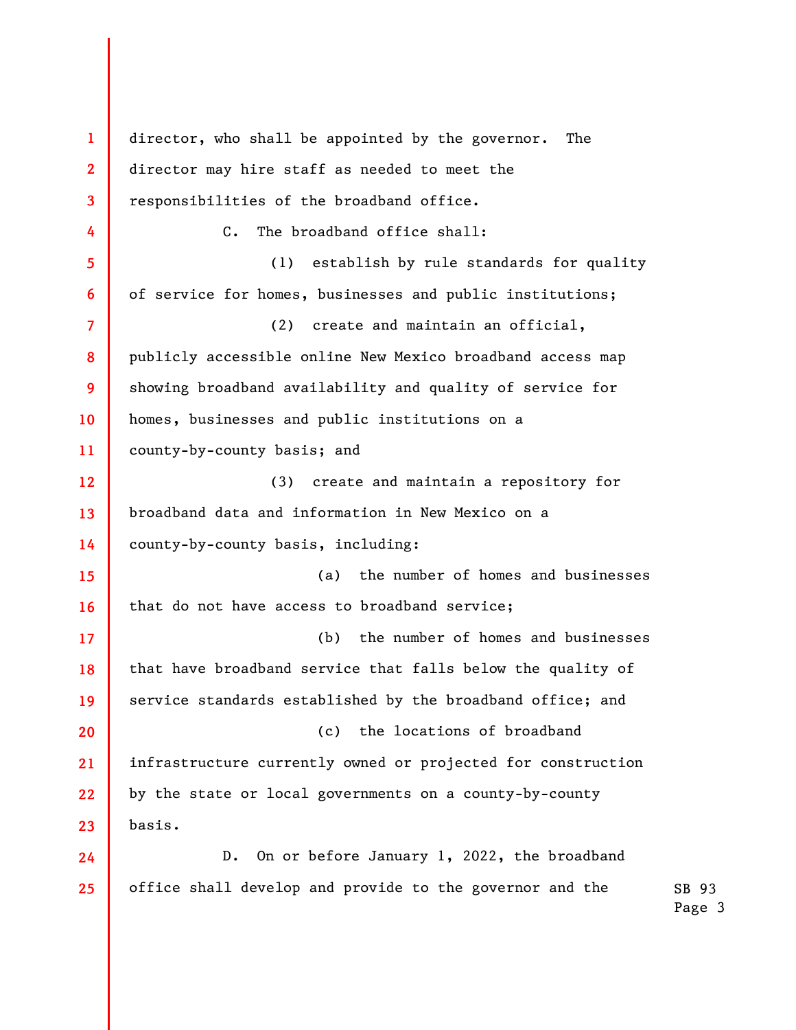director, who shall be appointed by the governor. The director may hire staff as needed to meet the responsibilities of the broadband office.

C. The broadband office shall:

(1) establish by rule standards for quality of service for homes, businesses and public institutions;

(2) create and maintain an official, publicly accessible online New Mexico broadband access map showing broadband availability and quality of service for homes, businesses and public institutions on a county-by-county basis; and

(3) create and maintain a repository for broadband data and information in New Mexico on a county-by-county basis, including:

(a) the number of homes and businesses that do not have access to broadband service;

(b) the number of homes and businesses that have broadband service that falls below the quality of service standards established by the broadband office; and

(c) the locations of broadband infrastructure currently owned or projected for construction by the state or local governments on a county-by-county basis.

D. On or before January 1, 2022, the broadband office shall develop and provide to the governor and the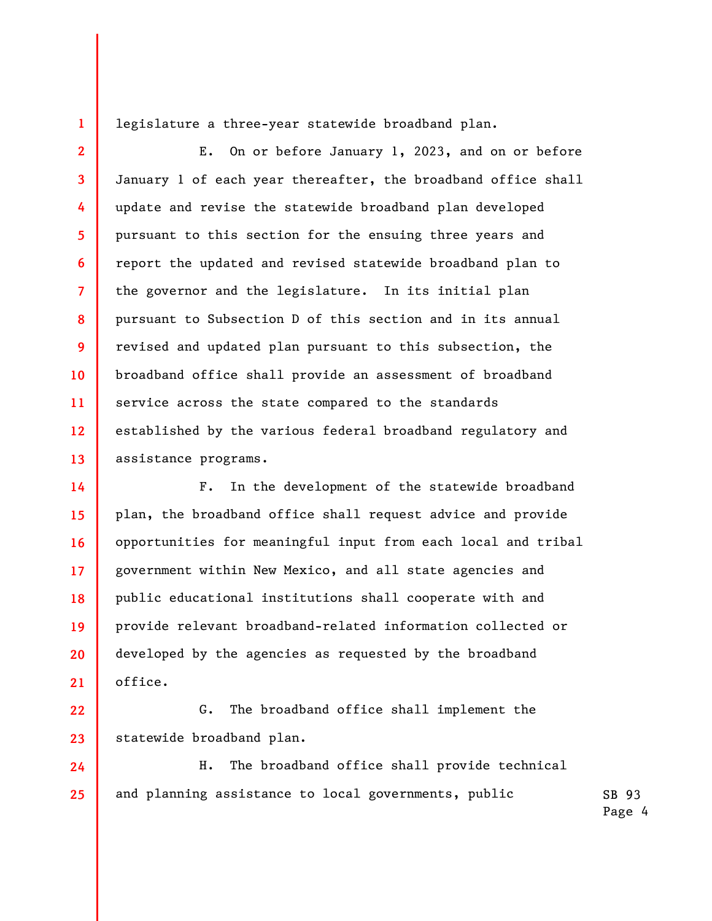legislature a three-year statewide broadband plan.

E. On or before January 1, 2023, and on or before January 1 of each year thereafter, the broadband office shall update and revise the statewide broadband plan developed pursuant to this section for the ensuing three years and report the updated and revised statewide broadband plan to the governor and the legislature. In its initial plan pursuant to Subsection D of this section and in its annual revised and updated plan pursuant to this subsection, the broadband office shall provide an assessment of broadband service across the state compared to the standards established by the various federal broadband regulatory and assistance programs.

F. In the development of the statewide broadband plan, the broadband office shall request advice and provide opportunities for meaningful input from each local and tribal government within New Mexico, and all state agencies and public educational institutions shall cooperate with and provide relevant broadband-related information collected or developed by the agencies as requested by the broadband office.

G. The broadband office shall implement the statewide broadband plan.

H. The broadband office shall provide technical and planning assistance to local governments, public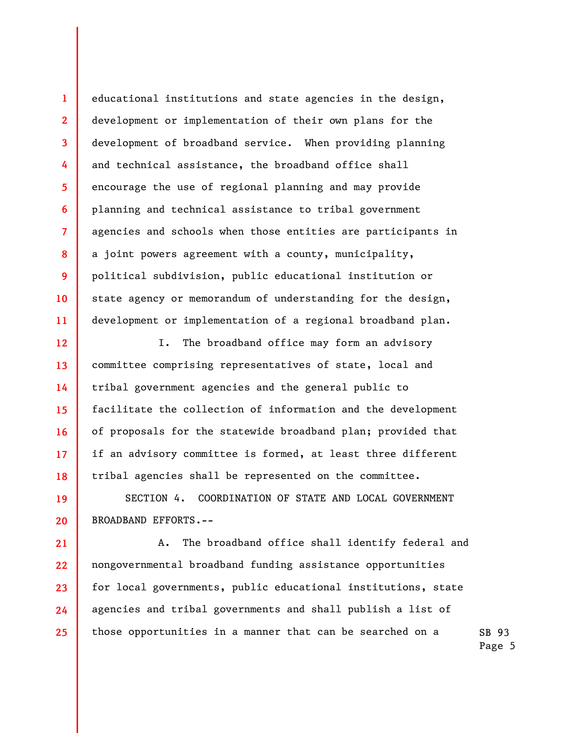educational institutions and state agencies in the design, development or implementation of their own plans for the development of broadband service. When providing planning and technical assistance, the broadband office shall encourage the use of regional planning and may provide planning and technical assistance to tribal government agencies and schools when those entities are participants in a joint powers agreement with a county, municipality, political subdivision, public educational institution or state agency or memorandum of understanding for the design, development or implementation of a regional broadband plan.

I. The broadband office may form an advisory committee comprising representatives of state, local and tribal government agencies and the general public to facilitate the collection of information and the development of proposals for the statewide broadband plan; provided that if an advisory committee is formed, at least three different tribal agencies shall be represented on the committee.

SECTION 4. COORDINATION OF STATE AND LOCAL GOVERNMENT BROADBAND EFFORTS.--

A. The broadband office shall identify federal and nongovernmental broadband funding assistance opportunities for local governments, public educational institutions, state agencies and tribal governments and shall publish a list of those opportunities in a manner that can be searched on a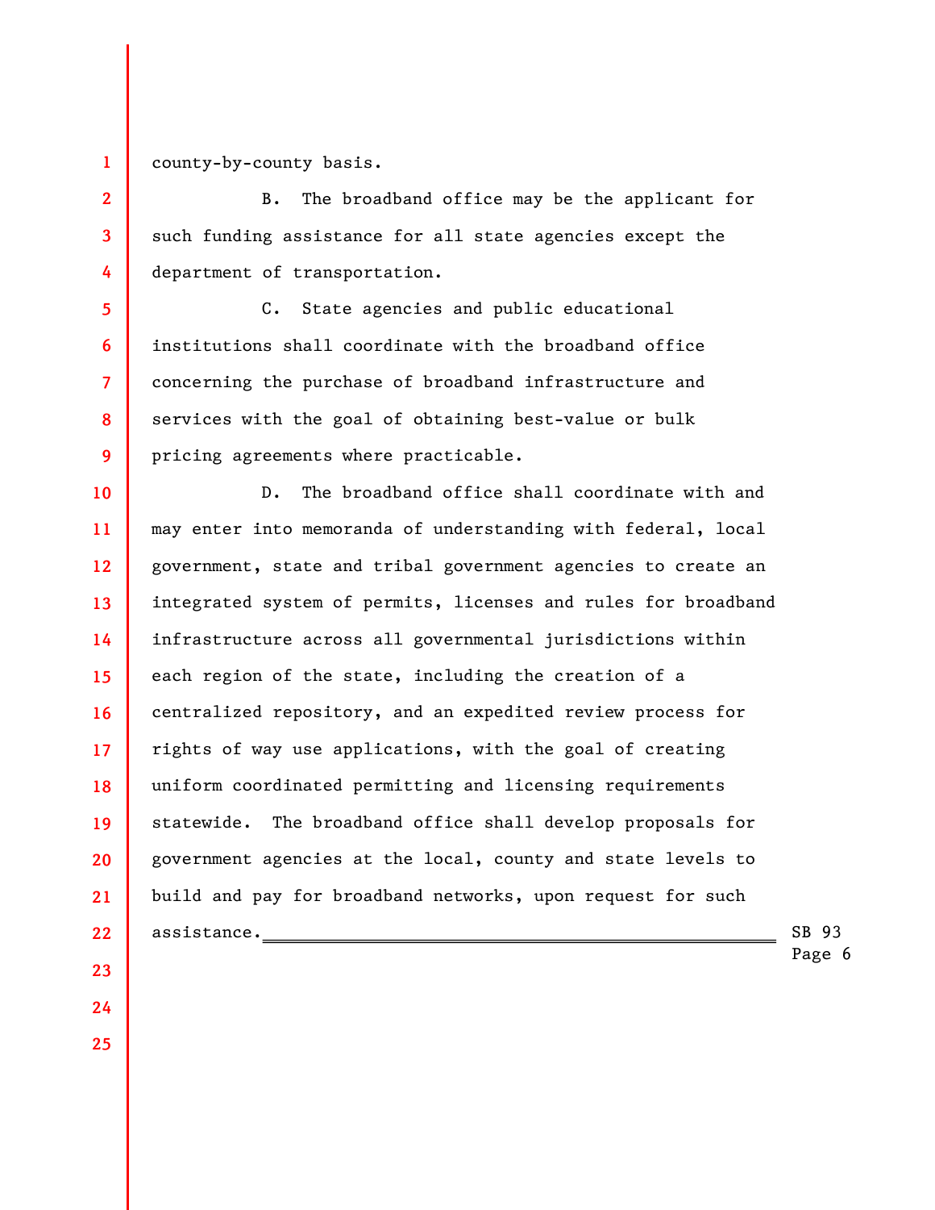county-by-county basis.

B. The broadband office may be the applicant for such funding assistance for all state agencies except the department of transportation.

C. State agencies and public educational institutions shall coordinate with the broadband office concerning the purchase of broadband infrastructure and services with the goal of obtaining best-value or bulk pricing agreements where practicable.

D. The broadband office shall coordinate with and may enter into memoranda of understanding with federal, local government, state and tribal government agencies to create an integrated system of permits, licenses and rules for broadband infrastructure across all governmental jurisdictions within each region of the state, including the creation of a centralized repository, and an expedited review process for rights of way use applications, with the goal of creating uniform coordinated permitting and licensing requirements statewide. The broadband office shall develop proposals for government agencies at the local, county and state levels to build and pay for broadband networks, upon request for such assistance.